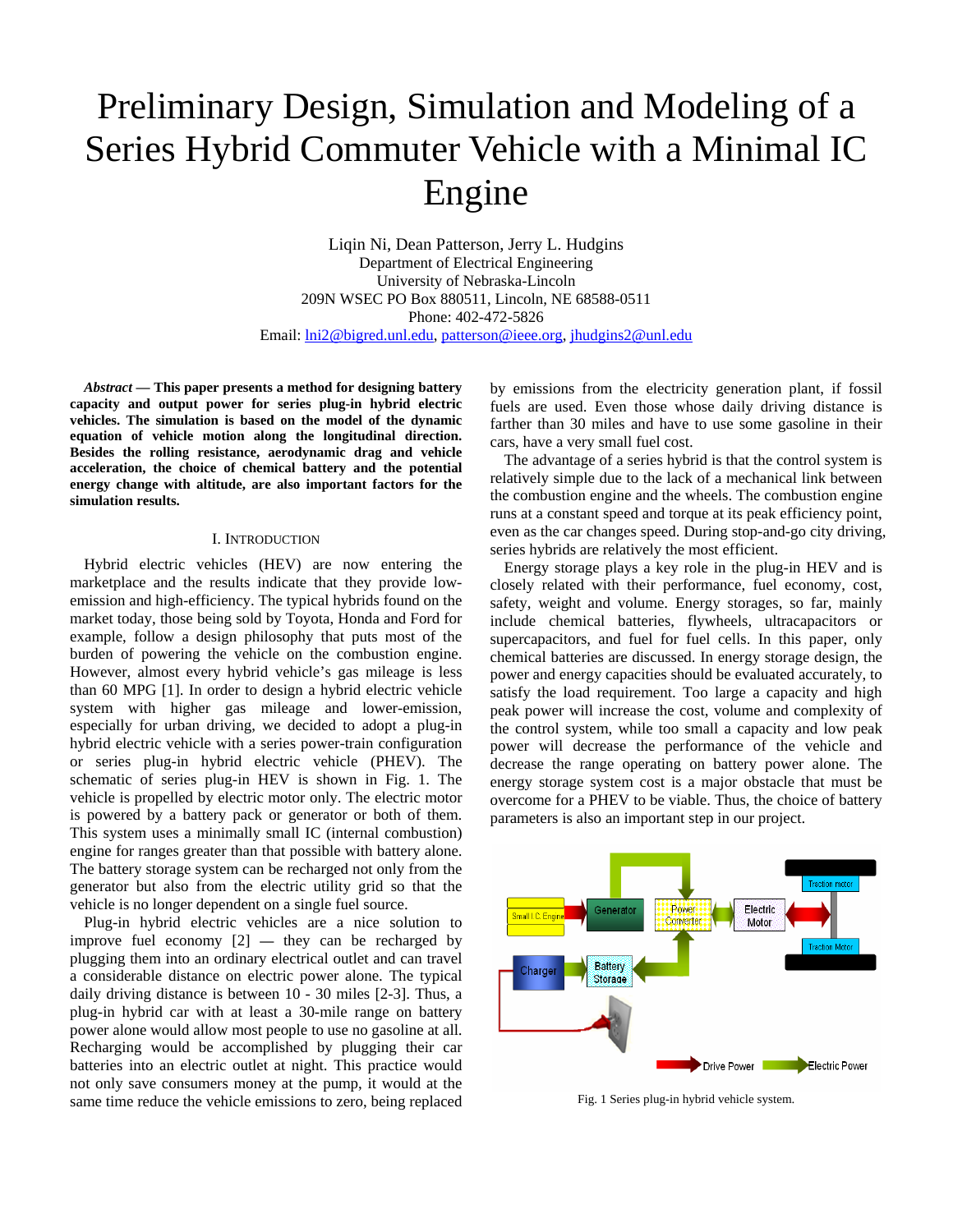# Preliminary Design, Simulation and Modeling of a Series Hybrid Commuter Vehicle with a Minimal IC Engine

Liqin Ni, Dean Patterson, Jerry L. Hudgins
Department of Electrical Engineering
University of Nebraska-Lincoln
209N WSEC PO Box 880511, Lincoln, NE 68588-0511
Phone: 402-472-5826
Email: lni2@bigred.unl.edu, patterson@ieee.org, jhudgins2@unl.edu

***Abstract* — This paper presents a method for designing battery capacity and output power for series plug-in hybrid electric vehicles. The simulation is based on the model of the dynamic equation of vehicle motion along the longitudinal direction. Besides the rolling resistance, aerodynamic drag and vehicle acceleration, the choice of chemical battery and the potential energy change with altitude, are also important factors for the simulation results.**

## I. Introduction

Hybrid electric vehicles (HEV) are now entering the marketplace and the results indicate that they provide low-emission and high-efficiency. The typical hybrids found on the market today, those being sold by Toyota, Honda and Ford for example, follow a design philosophy that puts most of the burden of powering the vehicle on the combustion engine. However, almost every hybrid vehicle's gas mileage is less than 60 MPG [1]. In order to design a hybrid electric vehicle system with higher gas mileage and lower-emission, especially for urban driving, we decided to adopt a plug-in hybrid electric vehicle with a series power-train configuration or series plug-in hybrid electric vehicle (PHEV). The schematic of series plug-in HEV is shown in Fig. 1. The vehicle is propelled by electric motor only. The electric motor is powered by a battery pack or generator or both of them. This system uses a minimally small IC (internal combustion) engine for ranges greater than that possible with battery alone. The battery storage system can be recharged not only from the generator but also from the electric utility grid so that the vehicle is no longer dependent on a single fuel source.

Plug-in hybrid electric vehicles are a nice solution to improve fuel economy [2] — they can be recharged by plugging them into an ordinary electrical outlet and can travel a considerable distance on electric power alone. The typical daily driving distance is between 10 - 30 miles [2-3]. Thus, a plug-in hybrid car with at least a 30-mile range on battery power alone would allow most people to use no gasoline at all. Recharging would be accomplished by plugging their car batteries into an electric outlet at night. This practice would not only save consumers money at the pump, it would at the same time reduce the vehicle emissions to zero, being replaced by emissions from the electricity generation plant, if fossil fuels are used. Even those whose daily driving distance is farther than 30 miles and have to use some gasoline in their cars, have a very small fuel cost.

The advantage of a series hybrid is that the control system is relatively simple due to the lack of a mechanical link between the combustion engine and the wheels. The combustion engine runs at a constant speed and torque at its peak efficiency point, even as the car changes speed. During stop-and-go city driving, series hybrids are relatively the most efficient.

Energy storage plays a key role in the plug-in HEV and is closely related with their performance, fuel economy, cost, safety, weight and volume. Energy storages, so far, mainly include chemical batteries, flywheels, ultracapacitors or supercapacitors, and fuel for fuel cells. In this paper, only chemical batteries are discussed. In energy storage design, the power and energy capacities should be evaluated accurately, to satisfy the load requirement. Too large a capacity and high peak power will increase the cost, volume and complexity of the control system, while too small a capacity and low peak power will decrease the performance of the vehicle and decrease the range operating on battery power alone. The energy storage system cost is a major obstacle that must be overcome for a PHEV to be viable. Thus, the choice of battery parameters is also an important step in our project.

Fig. 1 Series plug-in hybrid vehicle system.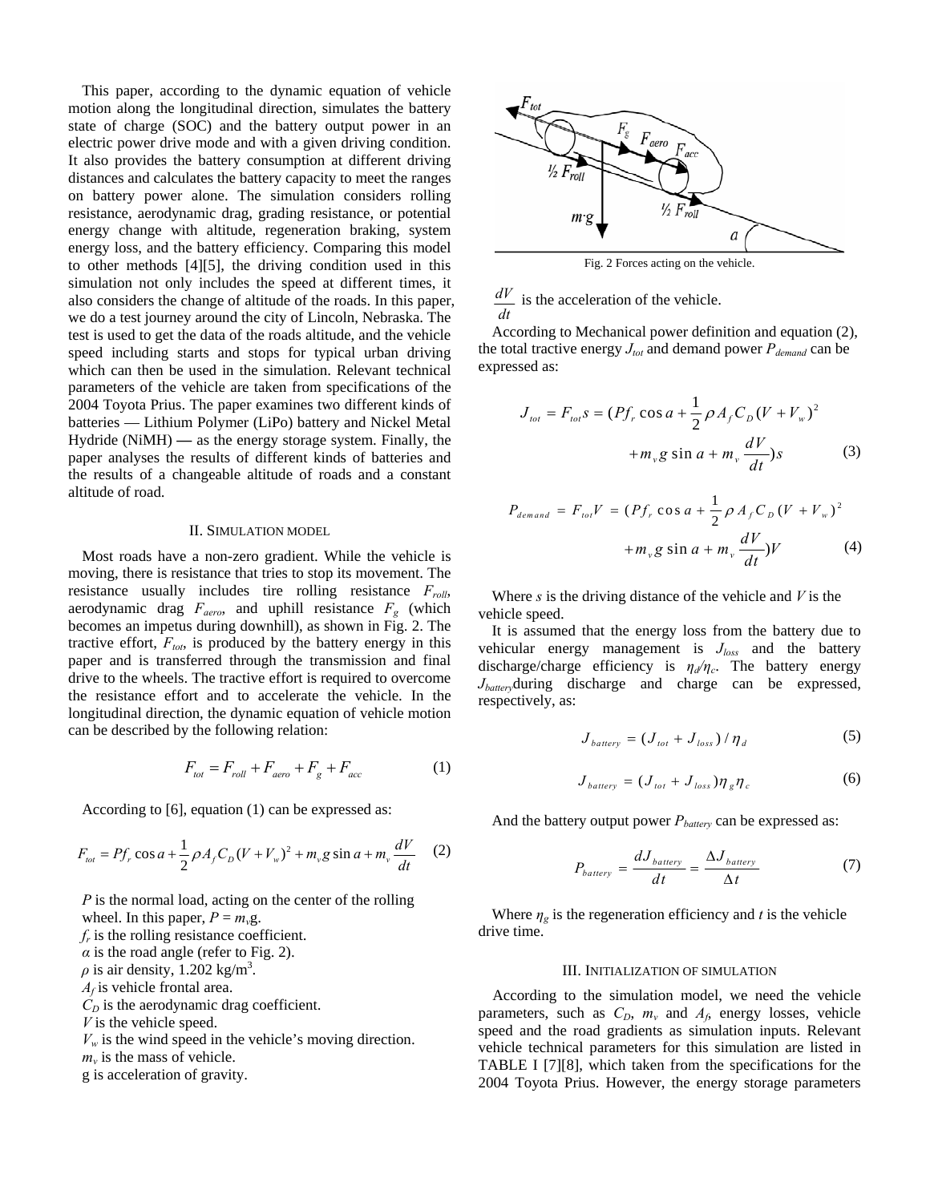This paper, according to the dynamic equation of vehicle motion along the longitudinal direction, simulates the battery state of charge (SOC) and the battery output power in an electric power drive mode and with a given driving condition. It also provides the battery consumption at different driving distances and calculates the battery capacity to meet the ranges on battery power alone. The simulation considers rolling resistance, aerodynamic drag, grading resistance, or potential energy change with altitude, regeneration braking, system energy loss, and the battery efficiency. Comparing this model to other methods [4][5], the driving condition used in this simulation not only includes the speed at different times, it also considers the change of altitude of the roads. In this paper, we do a test journey around the city of Lincoln, Nebraska. The test is used to get the data of the roads altitude, and the vehicle speed including starts and stops for typical urban driving which can then be used in the simulation. Relevant technical parameters of the vehicle are taken from specifications of the 2004 Toyota Prius. The paper examines two different kinds of batteries — Lithium Polymer (LiPo) battery and Nickel Metal Hydride (NiMH) — as the energy storage system. Finally, the paper analyses the results of different kinds of batteries and the results of a changeable altitude of roads and a constant altitude of road.

## II. Simulation model

Most roads have a non-zero gradient. While the vehicle is moving, there is resistance that tries to stop its movement. The resistance usually includes tire rolling resistance $F_{roll}$, aerodynamic drag $F_{aero}$, and uphill resistance $F_g$ (which becomes an impetus during downhill), as shown in Fig. 2. The tractive effort, $F_{tot}$, is produced by the battery energy in this paper and is transferred through the transmission and final drive to the wheels. The tractive effort is required to overcome the resistance effort and to accelerate the vehicle. In the longitudinal direction, the dynamic equation of vehicle motion can be described by the following relation:

$$F_{tot} = F_{roll} + F_{aero} + F_g + F_{acc} \tag{1}$$

According to [6], equation (1) can be expressed as:

$$F_{tot} = Pf_r \cos a + \frac{1}{2}\rho A_f C_D (V + V_w)^2 + m_v g \sin a + m_v \frac{dV}{dt} \tag{2}$$

$P$ is the normal load, acting on the center of the rolling wheel. In this paper, $P = m_v$g.  
$f_r$ is the rolling resistance coefficient.  
$\alpha$ is the road angle (refer to Fig. 2).  
$\rho$ is air density, 1.202 kg/m$^3$.  
$A_f$ is vehicle frontal area.  
$C_D$ is the aerodynamic drag coefficient.  
$V$ is the vehicle speed.  
$V_w$ is the wind speed in the vehicle's moving direction.  
$m_v$ is the mass of vehicle.  
g is acceleration of gravity.

Fig. 2 Forces acting on the vehicle.

$\frac{dV}{dt}$ is the acceleration of the vehicle.

According to Mechanical power definition and equation (2), the total tractive energy $J_{tot}$ and demand power $P_{demand}$ can be expressed as:

$$J_{tot} = F_{tot}s = (Pf_r \cos a + \frac{1}{2}\rho A_f C_D (V + V_w)^2 + m_v g \sin a + m_v \frac{dV}{dt})s \tag{3}$$

$$P_{demand} = F_{tot}V = (Pf_r \cos a + \frac{1}{2}\rho A_f C_D (V + V_w)^2 + m_v g \sin a + m_v \frac{dV}{dt})V \tag{4}$$

Where $s$ is the driving distance of the vehicle and $V$ is the vehicle speed.

It is assumed that the energy loss from the battery due to vehicular energy management is $J_{loss}$ and the battery discharge/charge efficiency is $\eta_d/\eta_c$. The battery energy $J_{battery}$during discharge and charge can be expressed, respectively, as:

$$J_{battery} = (J_{tot} + J_{loss}) / \eta_d \tag{5}$$

$$J_{battery} = (J_{tot} + J_{loss})\eta_g \eta_c \tag{6}$$

And the battery output power $P_{battery}$ can be expressed as:

$$P_{battery} = \frac{dJ_{battery}}{dt} = \frac{\Delta J_{battery}}{\Delta t} \tag{7}$$

Where $\eta_g$ is the regeneration efficiency and $t$ is the vehicle drive time.

## III. Initialization of simulation

According to the simulation model, we need the vehicle parameters, such as $C_D$, $m_v$ and $A_f$, energy losses, vehicle speed and the road gradients as simulation inputs. Relevant vehicle technical parameters for this simulation are listed in TABLE I [7][8], which taken from the specifications for the 2004 Toyota Prius. However, the energy storage parameters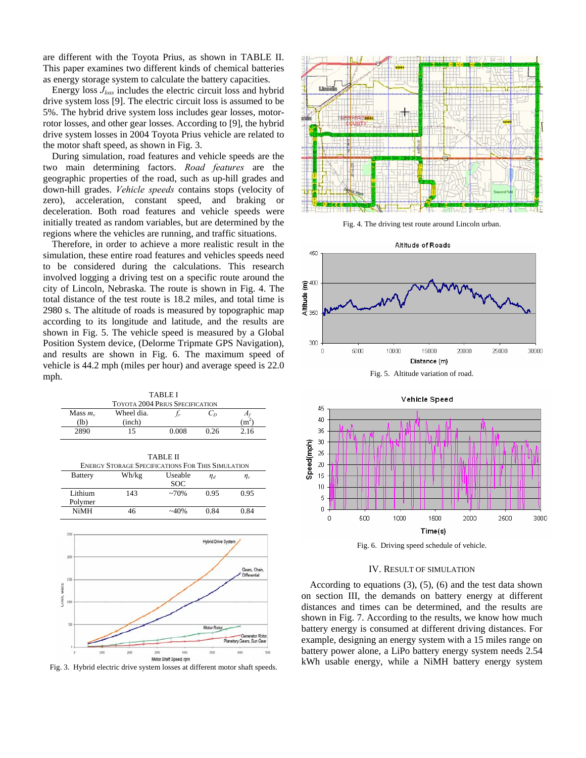are different with the Toyota Prius, as shown in TABLE II. This paper examines two different kinds of chemical batteries as energy storage system to calculate the battery capacities.

Energy loss $J_{loss}$ includes the electric circuit loss and hybrid drive system loss [9]. The electric circuit loss is assumed to be 5%. The hybrid drive system loss includes gear losses, motor-rotor losses, and other gear losses. According to [9], the hybrid drive system losses in 2004 Toyota Prius vehicle are related to the motor shaft speed, as shown in Fig. 3.

During simulation, road features and vehicle speeds are the two main determining factors. *Road features* are the geographic properties of the road, such as up-hill grades and down-hill grades. *Vehicle speeds* contains stops (velocity of zero), acceleration, constant speed, and braking or deceleration. Both road features and vehicle speeds were initially treated as random variables, but are determined by the regions where the vehicles are running, and traffic situations.

Therefore, in order to achieve a more realistic result in the simulation, these entire road features and vehicles speeds need to be considered during the calculations. This research involved logging a driving test on a specific route around the city of Lincoln, Nebraska. The route is shown in Fig. 4. The total distance of the test route is 18.2 miles, and total time is 2980 s. The altitude of roads is measured by topographic map according to its longitude and latitude, and the results are shown in Fig. 5. The vehicle speed is measured by a Global Position System device, (Delorme Tripmate GPS Navigation), and results are shown in Fig. 6. The maximum speed of vehicle is 44.2 mph (miles per hour) and average speed is 22.0 mph.

TABLE I
TOYOTA 2004 PRIUS SPECIFICATION

| Mass $m_v$ (lb) | Wheel dia. (inch) | $f_r$ | $C_D$ | $A_f$ ($m^2$) |
|---|---|---|---|---|
| 2890 | 15 | 0.008 | 0.26 | 2.16 |

TABLE II
ENERGY STORAGE SPECIFICATIONS FOR THIS SIMULATION

| Battery | Wh/kg | Useable SOC | $\eta_d$ | $\eta_c$ |
|---|---|---|---|---|
| Lithium Polymer | 143 | ~70% | 0.95 | 0.95 |
| NiMH | 46 | ~40% | 0.84 | 0.84 |

Fig. 3. Hybrid electric drive system losses at different motor shaft speeds.

Fig. 4. The driving test route around Lincoln urban.

Fig. 5. Altitude variation of road.

Fig. 6. Driving speed schedule of vehicle.

## IV. RESULT OF SIMULATION

According to equations (3), (5), (6) and the test data shown on section III, the demands on battery energy at different distances and times can be determined, and the results are shown in Fig. 7. According to the results, we know how much battery energy is consumed at different driving distances. For example, designing an energy system with a 15 miles range on battery power alone, a LiPo battery energy system needs 2.54 kWh usable energy, while a NiMH battery energy system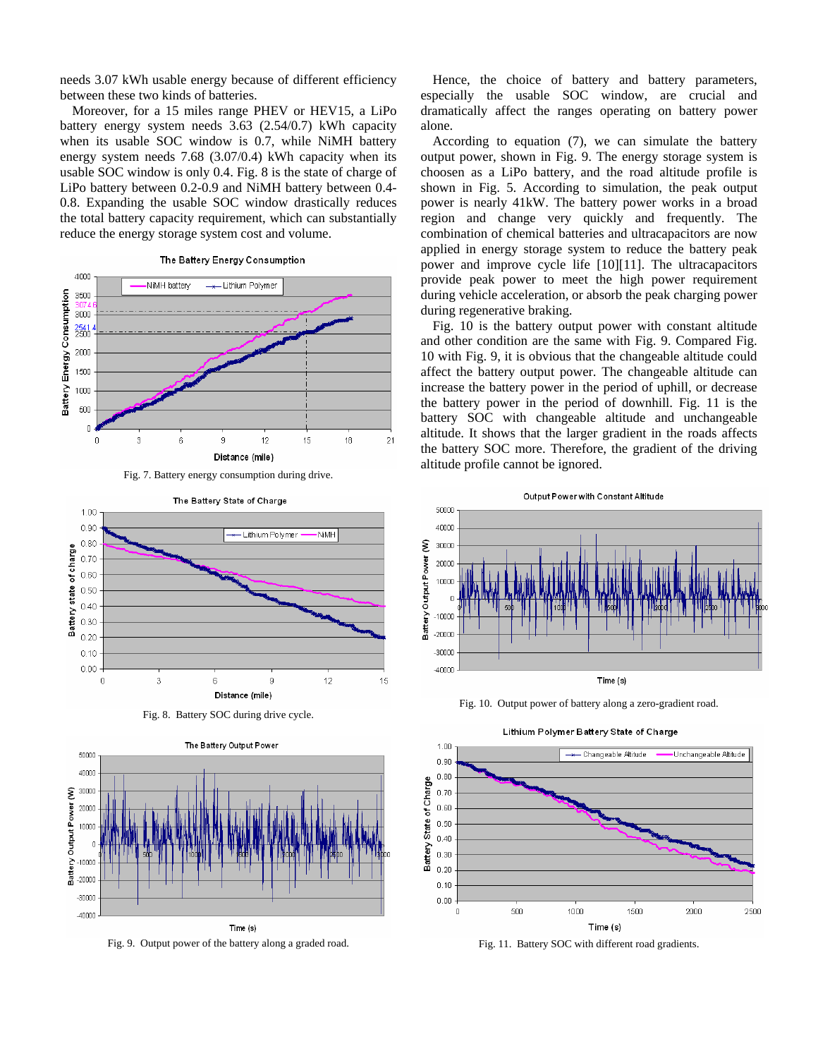needs 3.07 kWh usable energy because of different efficiency between these two kinds of batteries.

Moreover, for a 15 miles range PHEV or HEV15, a LiPo battery energy system needs 3.63 (2.54/0.7) kWh capacity when its usable SOC window is 0.7, while NiMH battery energy system needs 7.68 (3.07/0.4) kWh capacity when its usable SOC window is only 0.4. Fig. 8 is the state of charge of LiPo battery between 0.2-0.9 and NiMH battery between 0.4-0.8. Expanding the usable SOC window drastically reduces the total battery capacity requirement, which can substantially reduce the energy storage system cost and volume.

Fig. 7. Battery energy consumption during drive.

Fig. 8. Battery SOC during drive cycle.

Fig. 9. Output power of the battery along a graded road.

Hence, the choice of battery and battery parameters, especially the usable SOC window, are crucial and dramatically affect the ranges operating on battery power alone.

According to equation (7), we can simulate the battery output power, shown in Fig. 9. The energy storage system is choosen as a LiPo battery, and the road altitude profile is shown in Fig. 5. According to simulation, the peak output power is nearly 41kW. The battery power works in a broad region and change very quickly and frequently. The combination of chemical batteries and ultracapacitors are now applied in energy storage system to reduce the battery peak power and improve cycle life [10][11]. The ultracapacitors provide peak power to meet the high power requirement during vehicle acceleration, or absorb the peak charging power during regenerative braking.

Fig. 10 is the battery output power with constant altitude and other condition are the same with Fig. 9. Compared Fig. 10 with Fig. 9, it is obvious that the changeable altitude could affect the battery output power. The changeable altitude can increase the battery power in the period of uphill, or decrease the battery power in the period of downhill. Fig. 11 is the battery SOC with changeable altitude and unchangeable altitude. It shows that the larger gradient in the roads affects the battery SOC more. Therefore, the gradient of the driving altitude profile cannot be ignored.

Fig. 10. Output power of battery along a zero-gradient road.

Fig. 11. Battery SOC with different road gradients.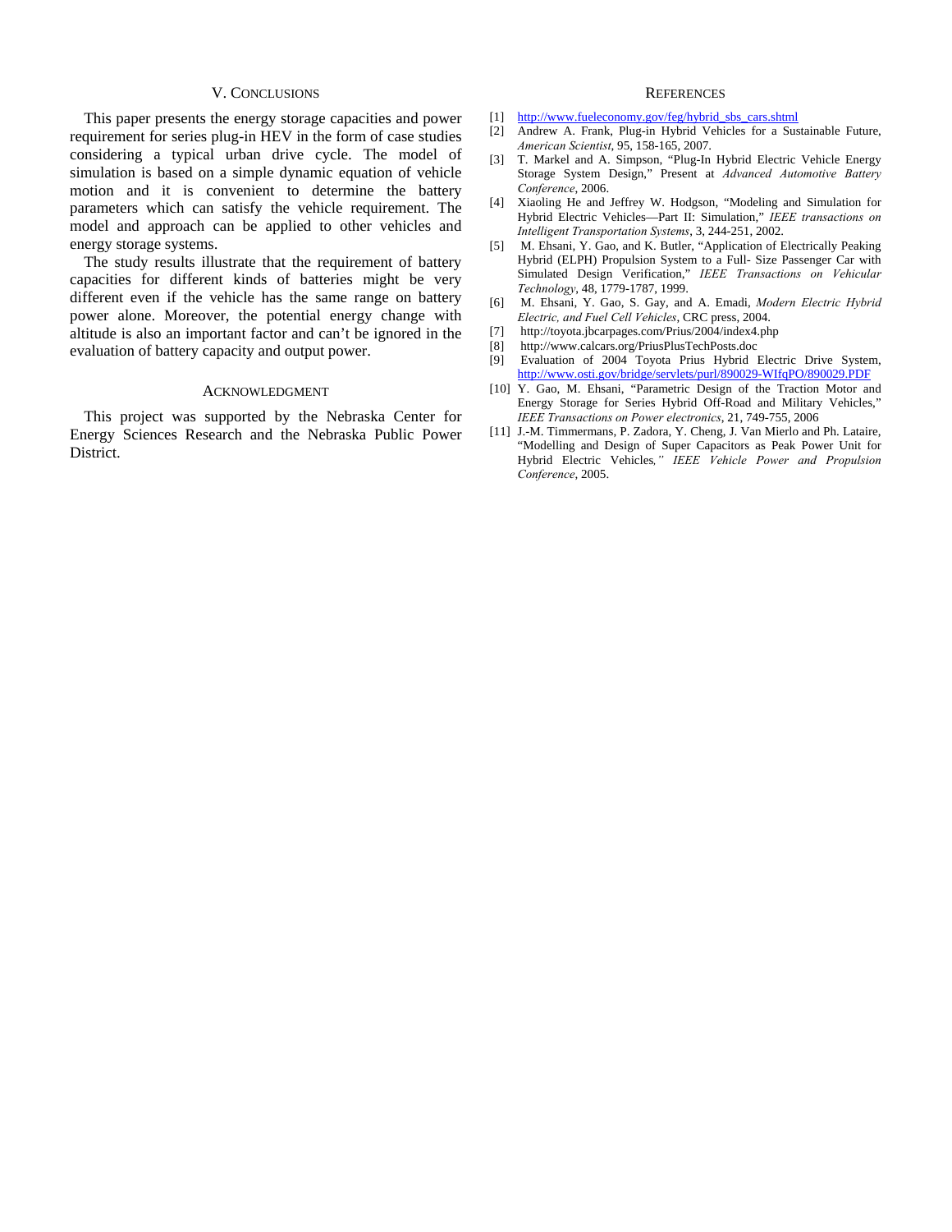## V. Conclusions

This paper presents the energy storage capacities and power requirement for series plug-in HEV in the form of case studies considering a typical urban drive cycle. The model of simulation is based on a simple dynamic equation of vehicle motion and it is convenient to determine the battery parameters which can satisfy the vehicle requirement. The model and approach can be applied to other vehicles and energy storage systems.

The study results illustrate that the requirement of battery capacities for different kinds of batteries might be very different even if the vehicle has the same range on battery power alone. Moreover, the potential energy change with altitude is also an important factor and can't be ignored in the evaluation of battery capacity and output power.

## Acknowledgment

This project was supported by the Nebraska Center for Energy Sciences Research and the Nebraska Public Power District.

## References

[1] http://www.fueleconomy.gov/feg/hybrid_sbs_cars.shtml

[2] Andrew A. Frank, Plug-in Hybrid Vehicles for a Sustainable Future, *American Scientist*, 95, 158-165, 2007.

[3] T. Markel and A. Simpson, "Plug-In Hybrid Electric Vehicle Energy Storage System Design," Present at *Advanced Automotive Battery Conference*, 2006.

[4] Xiaoling He and Jeffrey W. Hodgson, "Modeling and Simulation for Hybrid Electric Vehicles—Part II: Simulation," *IEEE transactions on Intelligent Transportation Systems*, 3, 244-251, 2002.

[5] M. Ehsani, Y. Gao, and K. Butler, "Application of Electrically Peaking Hybrid (ELPH) Propulsion System to a Full- Size Passenger Car with Simulated Design Verification," *IEEE Transactions on Vehicular Technology*, 48, 1779-1787, 1999.

[6] M. Ehsani, Y. Gao, S. Gay, and A. Emadi, *Modern Electric Hybrid Electric, and Fuel Cell Vehicles*, CRC press, 2004.

[7] http://toyota.jbcarpages.com/Prius/2004/index4.php

[8] http://www.calcars.org/PriusPlusTechPosts.doc

[9] Evaluation of 2004 Toyota Prius Hybrid Electric Drive System, http://www.osti.gov/bridge/servlets/purl/890029-WIfqPO/890029.PDF

[10] Y. Gao, M. Ehsani, "Parametric Design of the Traction Motor and Energy Storage for Series Hybrid Off-Road and Military Vehicles," *IEEE Transactions on Power electronics*, 21, 749-755, 2006

[11] J.-M. Timmermans, P. Zadora, Y. Cheng, J. Van Mierlo and Ph. Lataire, "Modelling and Design of Super Capacitors as Peak Power Unit for Hybrid Electric Vehicles," *IEEE Vehicle Power and Propulsion Conference*, 2005.